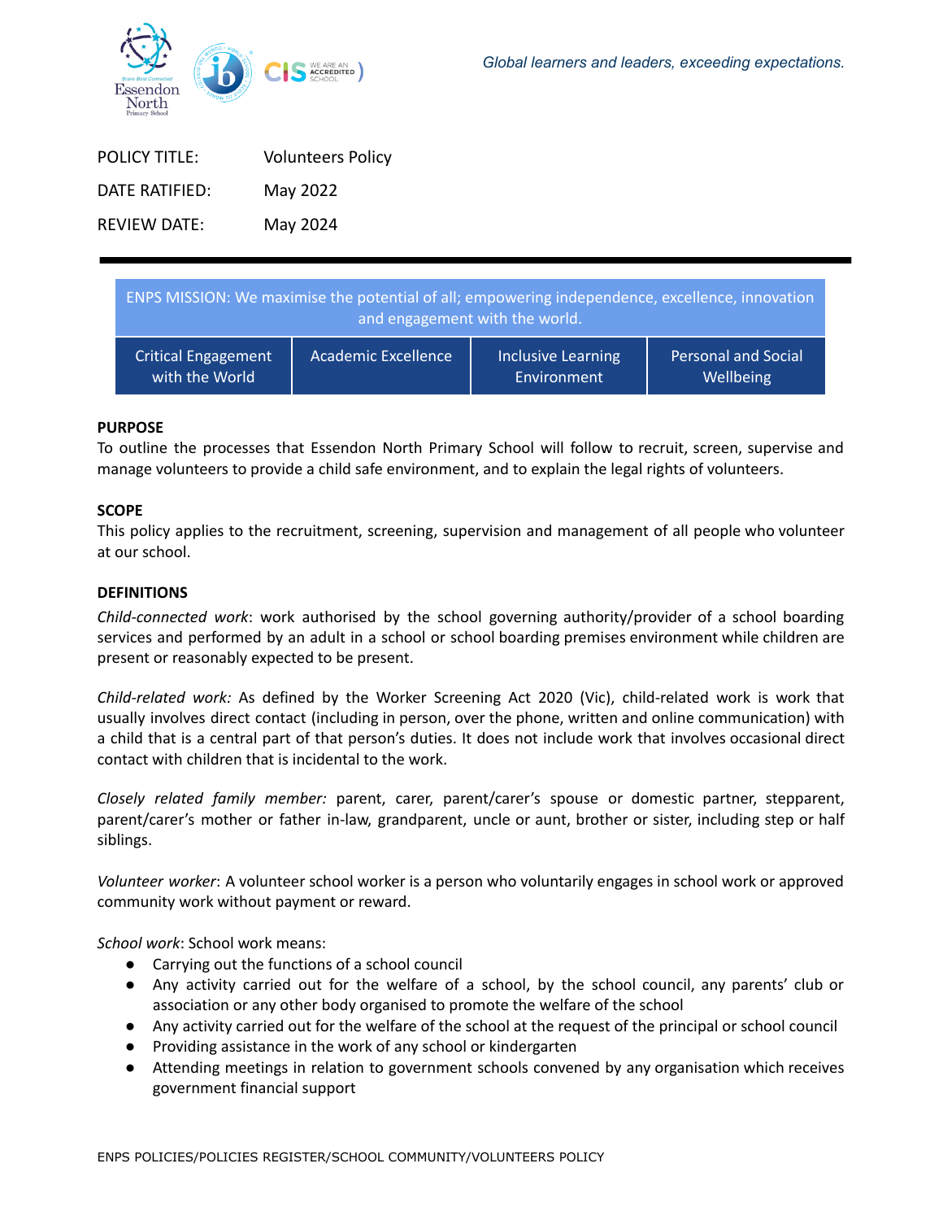*Global learners and leaders, exceeding expectations.*

| | |
|---|---|
| POLICY TITLE: | Volunteers Policy |
| DATE RATIFIED: | May 2022 |
| REVIEW DATE: | May 2024 |

| ENPS MISSION: We maximise the potential of all; empowering independence, excellence, innovation and engagement with the world. | | | |
|---|---|---|---|
| Critical Engagement with the World | Academic Excellence | Inclusive Learning Environment | Personal and Social Wellbeing |

**PURPOSE**

To outline the processes that Essendon North Primary School will follow to recruit, screen, supervise and manage volunteers to provide a child safe environment, and to explain the legal rights of volunteers.

**SCOPE**

This policy applies to the recruitment, screening, supervision and management of all people who volunteer at our school.

**DEFINITIONS**

*Child-connected work*: work authorised by the school governing authority/provider of a school boarding services and performed by an adult in a school or school boarding premises environment while children are present or reasonably expected to be present.

*Child-related work:* As defined by the Worker Screening Act 2020 (Vic), child-related work is work that usually involves direct contact (including in person, over the phone, written and online communication) with a child that is a central part of that person's duties. It does not include work that involves occasional direct contact with children that is incidental to the work.

*Closely related family member:* parent, carer, parent/carer's spouse or domestic partner, stepparent, parent/carer's mother or father in-law, grandparent, uncle or aunt, brother or sister, including step or half siblings.

*Volunteer worker*: A volunteer school worker is a person who voluntarily engages in school work or approved community work without payment or reward.

*School work*: School work means:

- Carrying out the functions of a school council
- Any activity carried out for the welfare of a school, by the school council, any parents' club or association or any other body organised to promote the welfare of the school
- Any activity carried out for the welfare of the school at the request of the principal or school council
- Providing assistance in the work of any school or kindergarten
- Attending meetings in relation to government schools convened by any organisation which receives government financial support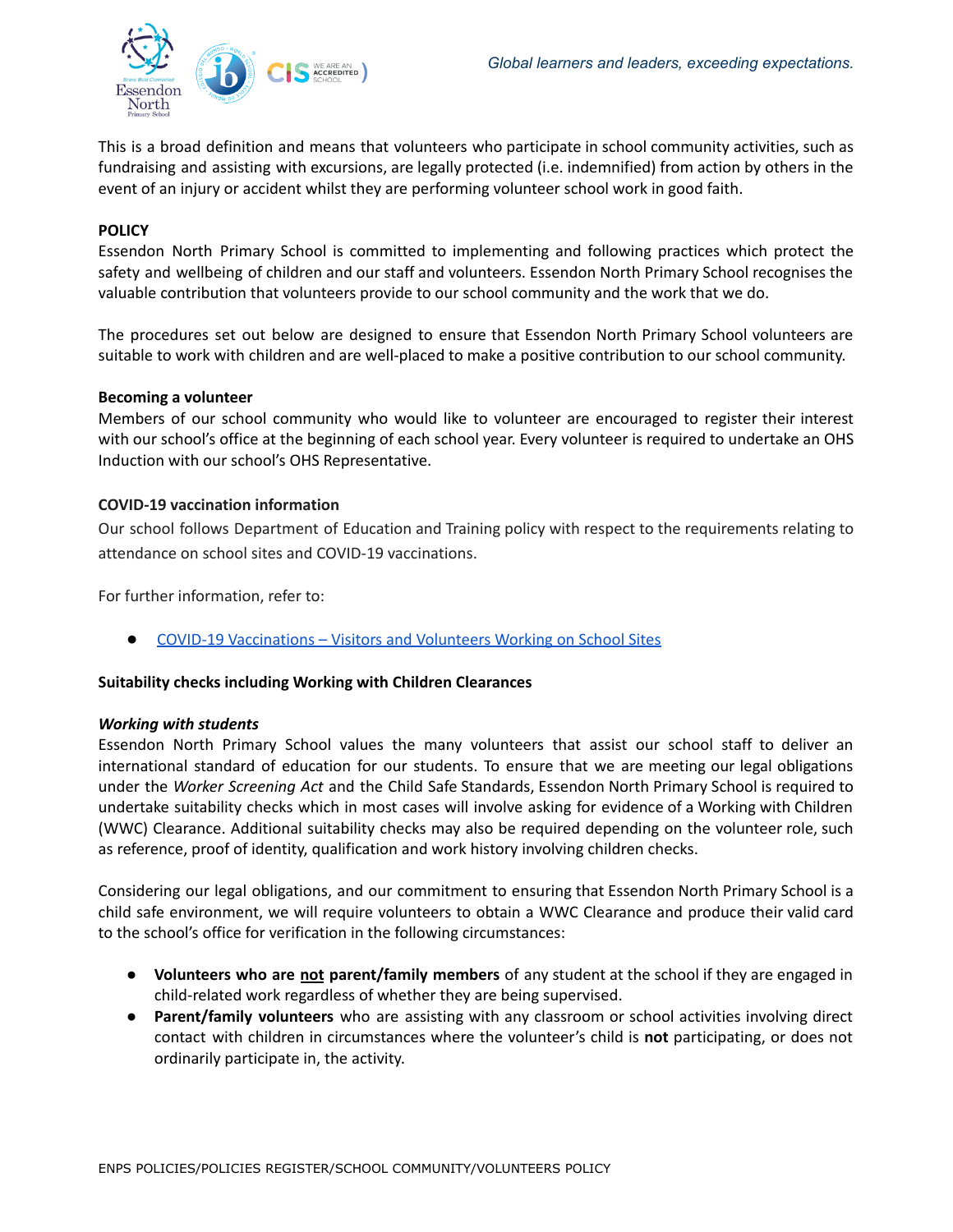This is a broad definition and means that volunteers who participate in school community activities, such as fundraising and assisting with excursions, are legally protected (i.e. indemnified) from action by others in the event of an injury or accident whilst they are performing volunteer school work in good faith.

## POLICY

Essendon North Primary School is committed to implementing and following practices which protect the safety and wellbeing of children and our staff and volunteers. Essendon North Primary School recognises the valuable contribution that volunteers provide to our school community and the work that we do.

The procedures set out below are designed to ensure that Essendon North Primary School volunteers are suitable to work with children and are well-placed to make a positive contribution to our school community.

### Becoming a volunteer

Members of our school community who would like to volunteer are encouraged to register their interest with our school's office at the beginning of each school year. Every volunteer is required to undertake an OHS Induction with our school's OHS Representative.

### COVID-19 vaccination information

Our school follows Department of Education and Training policy with respect to the requirements relating to attendance on school sites and COVID-19 vaccinations.

For further information, refer to:

- [COVID-19 Vaccinations – Visitors and Volunteers Working on School Sites]()

### Suitability checks including Working with Children Clearances

#### *Working with students*

Essendon North Primary School values the many volunteers that assist our school staff to deliver an international standard of education for our students. To ensure that we are meeting our legal obligations under the *Worker Screening Act* and the Child Safe Standards, Essendon North Primary School is required to undertake suitability checks which in most cases will involve asking for evidence of a Working with Children (WWC) Clearance. Additional suitability checks may also be required depending on the volunteer role, such as reference, proof of identity, qualification and work history involving children checks.

Considering our legal obligations, and our commitment to ensuring that Essendon North Primary School is a child safe environment, we will require volunteers to obtain a WWC Clearance and produce their valid card to the school's office for verification in the following circumstances:

- **Volunteers who are <u>not</u> parent/family members** of any student at the school if they are engaged in child-related work regardless of whether they are being supervised.
- **Parent/family volunteers** who are assisting with any classroom or school activities involving direct contact with children in circumstances where the volunteer's child is **not** participating, or does not ordinarily participate in, the activity.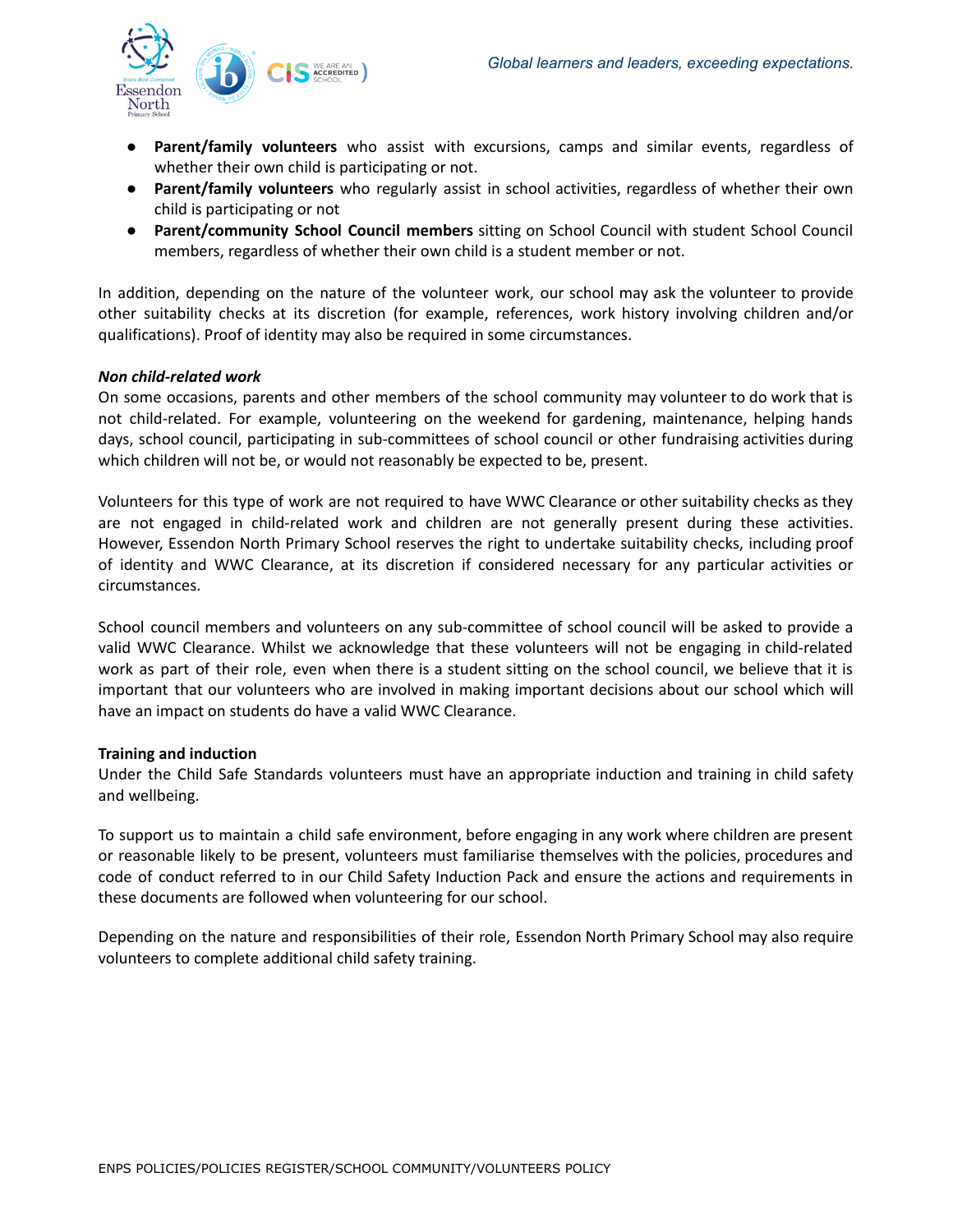- **Parent/family volunteers** who assist with excursions, camps and similar events, regardless of whether their own child is participating or not.
- **Parent/family volunteers** who regularly assist in school activities, regardless of whether their own child is participating or not
- **Parent/community School Council members** sitting on School Council with student School Council members, regardless of whether their own child is a student member or not.

In addition, depending on the nature of the volunteer work, our school may ask the volunteer to provide other suitability checks at its discretion (for example, references, work history involving children and/or qualifications). Proof of identity may also be required in some circumstances.

***Non child-related work***

On some occasions, parents and other members of the school community may volunteer to do work that is not child-related. For example, volunteering on the weekend for gardening, maintenance, helping hands days, school council, participating in sub-committees of school council or other fundraising activities during which children will not be, or would not reasonably be expected to be, present.

Volunteers for this type of work are not required to have WWC Clearance or other suitability checks as they are not engaged in child-related work and children are not generally present during these activities. However, Essendon North Primary School reserves the right to undertake suitability checks, including proof of identity and WWC Clearance, at its discretion if considered necessary for any particular activities or circumstances.

School council members and volunteers on any sub-committee of school council will be asked to provide a valid WWC Clearance. Whilst we acknowledge that these volunteers will not be engaging in child-related work as part of their role, even when there is a student sitting on the school council, we believe that it is important that our volunteers who are involved in making important decisions about our school which will have an impact on students do have a valid WWC Clearance.

**Training and induction**

Under the Child Safe Standards volunteers must have an appropriate induction and training in child safety and wellbeing.

To support us to maintain a child safe environment, before engaging in any work where children are present or reasonable likely to be present, volunteers must familiarise themselves with the policies, procedures and code of conduct referred to in our Child Safety Induction Pack and ensure the actions and requirements in these documents are followed when volunteering for our school.

Depending on the nature and responsibilities of their role, Essendon North Primary School may also require volunteers to complete additional child safety training.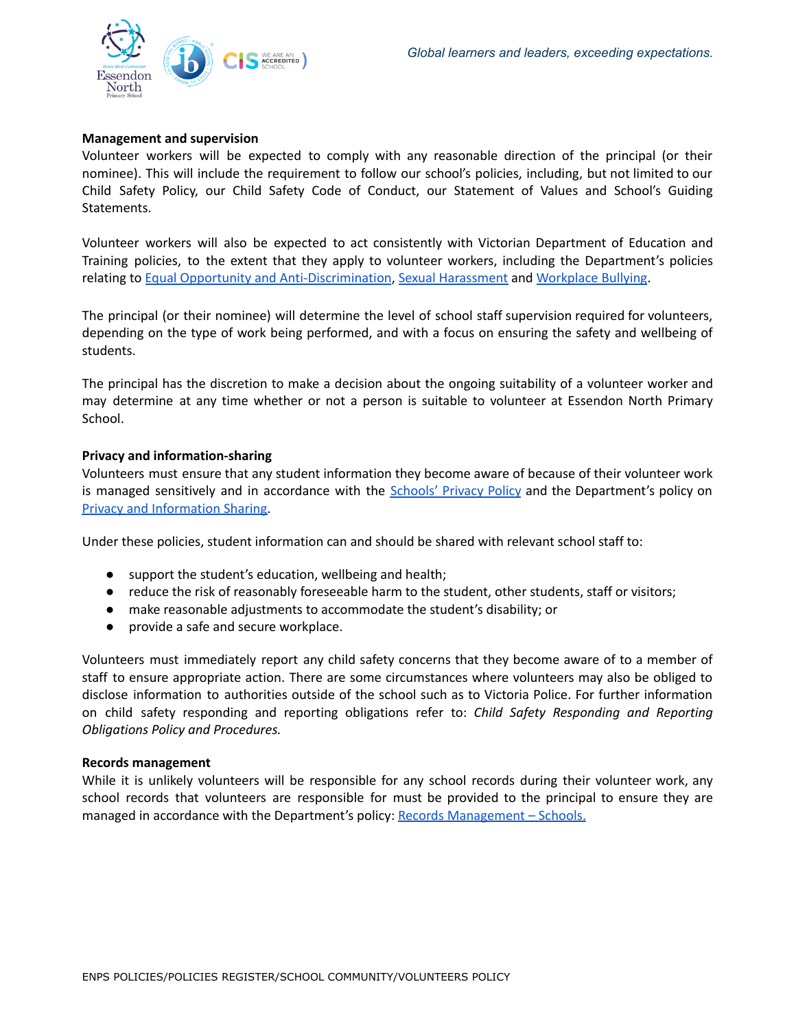**Management and supervision**

Volunteer workers will be expected to comply with any reasonable direction of the principal (or their nominee). This will include the requirement to follow our school's policies, including, but not limited to our Child Safety Policy, our Child Safety Code of Conduct, our Statement of Values and School's Guiding Statements.

Volunteer workers will also be expected to act consistently with Victorian Department of Education and Training policies, to the extent that they apply to volunteer workers, including the Department's policies relating to Equal Opportunity and Anti-Discrimination, Sexual Harassment and Workplace Bullying.

The principal (or their nominee) will determine the level of school staff supervision required for volunteers, depending on the type of work being performed, and with a focus on ensuring the safety and wellbeing of students.

The principal has the discretion to make a decision about the ongoing suitability of a volunteer worker and may determine at any time whether or not a person is suitable to volunteer at Essendon North Primary School.

**Privacy and information-sharing**

Volunteers must ensure that any student information they become aware of because of their volunteer work is managed sensitively and in accordance with the Schools' Privacy Policy and the Department's policy on Privacy and Information Sharing.

Under these policies, student information can and should be shared with relevant school staff to:

- support the student's education, wellbeing and health;
- reduce the risk of reasonably foreseeable harm to the student, other students, staff or visitors;
- make reasonable adjustments to accommodate the student's disability; or
- provide a safe and secure workplace.

Volunteers must immediately report any child safety concerns that they become aware of to a member of staff to ensure appropriate action. There are some circumstances where volunteers may also be obliged to disclose information to authorities outside of the school such as to Victoria Police. For further information on child safety responding and reporting obligations refer to: *Child Safety Responding and Reporting Obligations Policy and Procedures.*

**Records management**

While it is unlikely volunteers will be responsible for any school records during their volunteer work, any school records that volunteers are responsible for must be provided to the principal to ensure they are managed in accordance with the Department's policy: Records Management – Schools.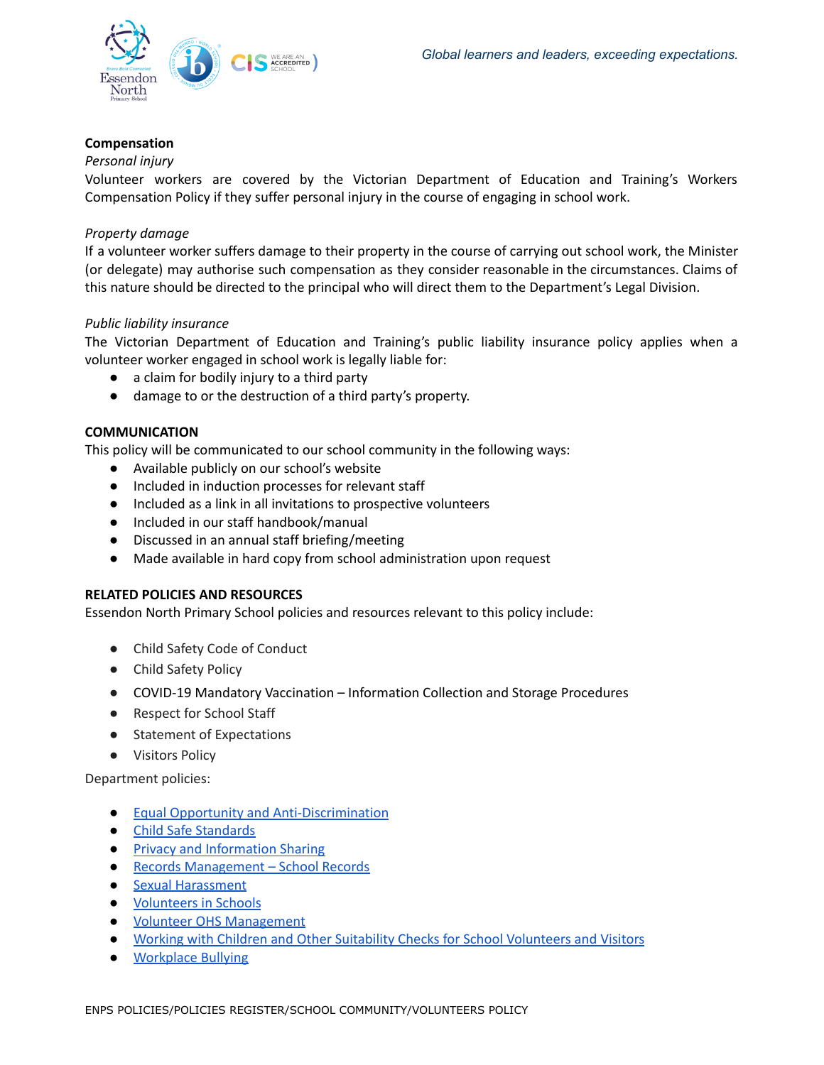**Compensation**

*Personal injury*

Volunteer workers are covered by the Victorian Department of Education and Training's Workers Compensation Policy if they suffer personal injury in the course of engaging in school work.

*Property damage*

If a volunteer worker suffers damage to their property in the course of carrying out school work, the Minister (or delegate) may authorise such compensation as they consider reasonable in the circumstances. Claims of this nature should be directed to the principal who will direct them to the Department's Legal Division.

*Public liability insurance*

The Victorian Department of Education and Training's public liability insurance policy applies when a volunteer worker engaged in school work is legally liable for:

- a claim for bodily injury to a third party
- damage to or the destruction of a third party's property.

**COMMUNICATION**

This policy will be communicated to our school community in the following ways:

- Available publicly on our school's website
- Included in induction processes for relevant staff
- Included as a link in all invitations to prospective volunteers
- Included in our staff handbook/manual
- Discussed in an annual staff briefing/meeting
- Made available in hard copy from school administration upon request

**RELATED POLICIES AND RESOURCES**

Essendon North Primary School policies and resources relevant to this policy include:

- Child Safety Code of Conduct
- Child Safety Policy
- COVID-19 Mandatory Vaccination – Information Collection and Storage Procedures
- Respect for School Staff
- Statement of Expectations
- Visitors Policy

Department policies:

- Equal Opportunity and Anti-Discrimination
- Child Safe Standards
- Privacy and Information Sharing
- Records Management – School Records
- Sexual Harassment
- Volunteers in Schools
- Volunteer OHS Management
- Working with Children and Other Suitability Checks for School Volunteers and Visitors
- Workplace Bullying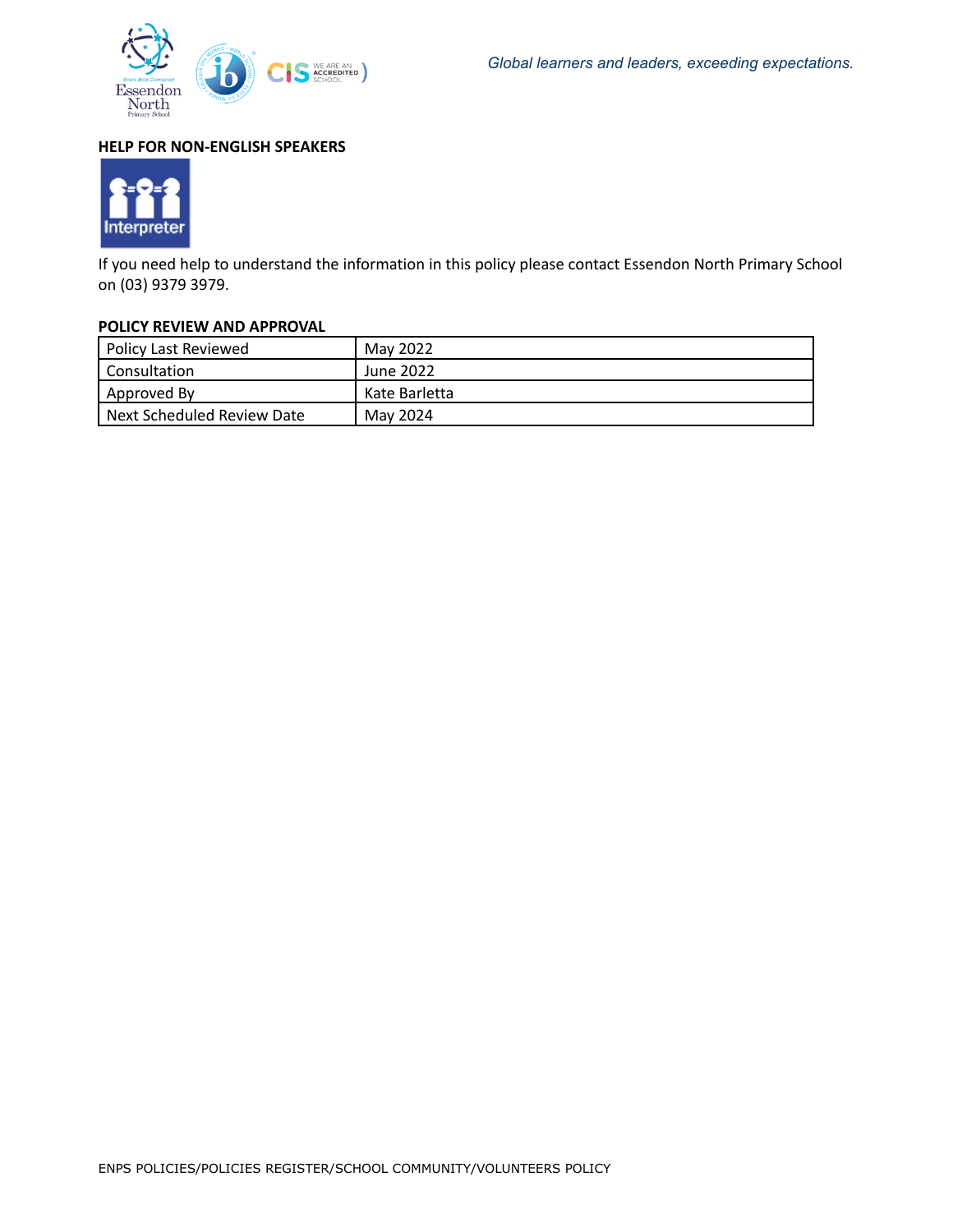## HELP FOR NON-ENGLISH SPEAKERS

If you need help to understand the information in this policy please contact Essendon North Primary School on (03) 9379 3979.

## POLICY REVIEW AND APPROVAL

| | |
|---|---|
| Policy Last Reviewed | May 2022 |
| Consultation | June 2022 |
| Approved By | Kate Barletta |
| Next Scheduled Review Date | May 2024 |